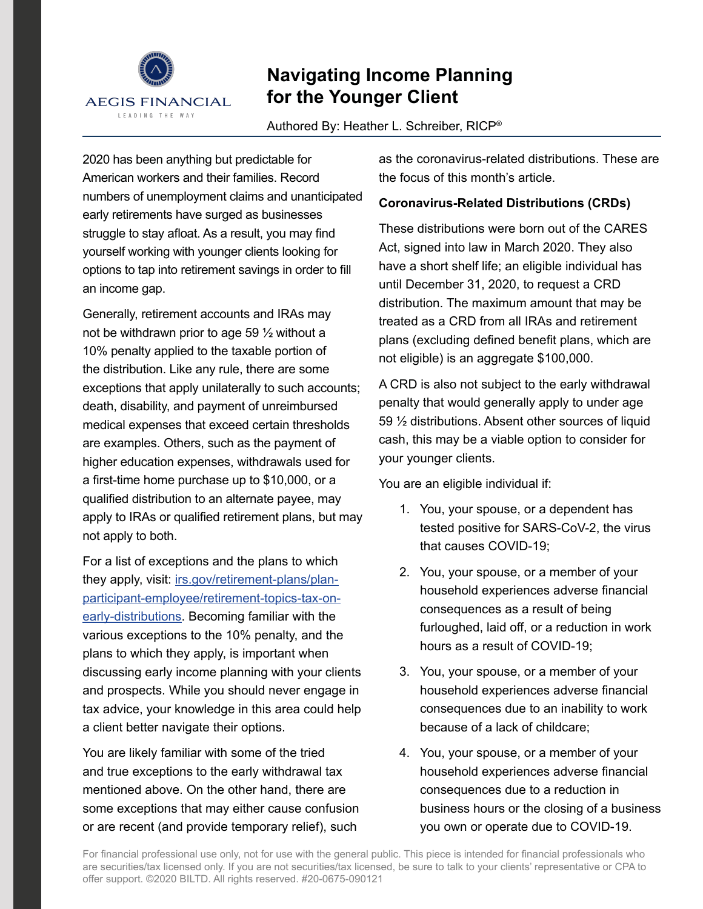AEGIS FINANCIAL

LEADING THE WAY

# Navigating Income Planning for the Younger Client

Authored By: Heather L. Schreiber, RICP®

2020 has been anything but predictable for American workers and their families. Record numbers of unemployment claims and unanticipated early retirements have surged as businesses struggle to stay afloat. As a result, you may find yourself working with younger clients looking for options to tap into retirement savings in order to fill an income gap.

Generally, retirement accounts and IRAs may not be withdrawn prior to age 59 ½ without a 10% penalty applied to the taxable portion of the distribution. Like any rule, there are some exceptions that apply unilaterally to such accounts; death, disability, and payment of unreimbursed medical expenses that exceed certain thresholds are examples. Others, such as the payment of higher education expenses, withdrawals used for a first-time home purchase up to $10,000, or a qualified distribution to an alternate payee, may apply to IRAs or qualified retirement plans, but may not apply to both.

For a list of exceptions and the plans to which they apply, visit: [irs.gov/retirement-plans/plan-participant-employee/retirement-topics-tax-on-early-distributions](https://irs.gov/retirement-plans/plan-participant-employee/retirement-topics-tax-on-early-distributions). Becoming familiar with the various exceptions to the 10% penalty, and the plans to which they apply, is important when discussing early income planning with your clients and prospects. While you should never engage in tax advice, your knowledge in this area could help a client better navigate their options.

You are likely familiar with some of the tried and true exceptions to the early withdrawal tax mentioned above. On the other hand, there are some exceptions that may either cause confusion or are recent (and provide temporary relief), such as the coronavirus-related distributions. These are the focus of this month's article.

**Coronavirus-Related Distributions (CRDs)**

These distributions were born out of the CARES Act, signed into law in March 2020. They also have a short shelf life; an eligible individual has until December 31, 2020, to request a CRD distribution. The maximum amount that may be treated as a CRD from all IRAs and retirement plans (excluding defined benefit plans, which are not eligible) is an aggregate $100,000.

A CRD is also not subject to the early withdrawal penalty that would generally apply to under age 59 ½ distributions. Absent other sources of liquid cash, this may be a viable option to consider for your younger clients.

You are an eligible individual if:

1. You, your spouse, or a dependent has tested positive for SARS-CoV-2, the virus that causes COVID-19;
2. You, your spouse, or a member of your household experiences adverse financial consequences as a result of being furloughed, laid off, or a reduction in work hours as a result of COVID-19;
3. You, your spouse, or a member of your household experiences adverse financial consequences due to an inability to work because of a lack of childcare;
4. You, your spouse, or a member of your household experiences adverse financial consequences due to a reduction in business hours or the closing of a business you own or operate due to COVID-19.

For financial professional use only, not for use with the general public. This piece is intended for financial professionals who are securities/tax licensed only. If you are not securities/tax licensed, be sure to talk to your clients' representative or CPA to offer support. ©2020 BILTD. All rights reserved. #20-0675-090121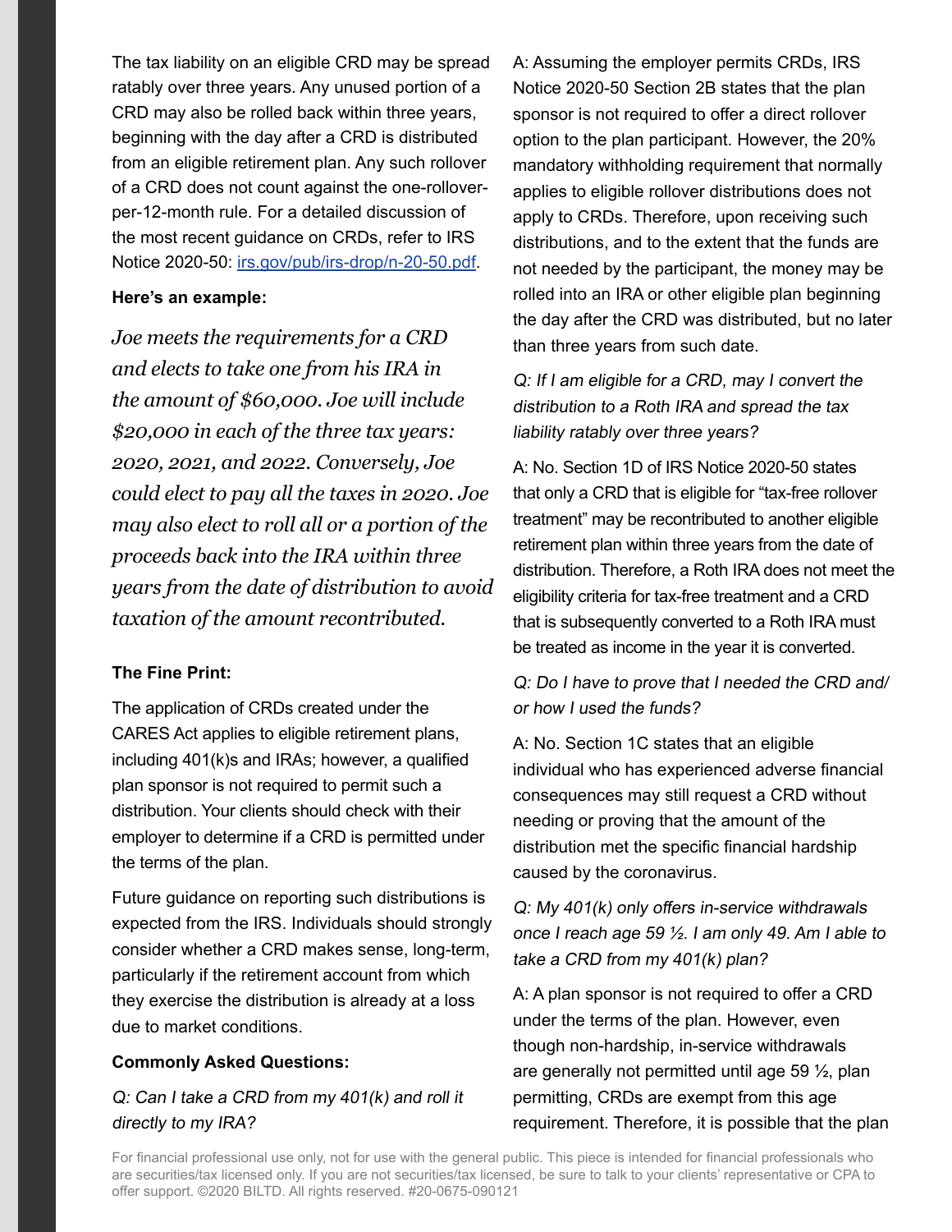The tax liability on an eligible CRD may be spread ratably over three years. Any unused portion of a CRD may also be rolled back within three years, beginning with the day after a CRD is distributed from an eligible retirement plan. Any such rollover of a CRD does not count against the one-rollover-per-12-month rule. For a detailed discussion of the most recent guidance on CRDs, refer to IRS Notice 2020-50: [irs.gov/pub/irs-drop/n-20-50.pdf](https://irs.gov/pub/irs-drop/n-20-50.pdf).

**Here's an example:**

*Joe meets the requirements for a CRD and elects to take one from his IRA in the amount of $60,000. Joe will include $20,000 in each of the three tax years: 2020, 2021, and 2022. Conversely, Joe could elect to pay all the taxes in 2020. Joe may also elect to roll all or a portion of the proceeds back into the IRA within three years from the date of distribution to avoid taxation of the amount recontributed.*

**The Fine Print:**

The application of CRDs created under the CARES Act applies to eligible retirement plans, including 401(k)s and IRAs; however, a qualified plan sponsor is not required to permit such a distribution. Your clients should check with their employer to determine if a CRD is permitted under the terms of the plan.

Future guidance on reporting such distributions is expected from the IRS. Individuals should strongly consider whether a CRD makes sense, long-term, particularly if the retirement account from which they exercise the distribution is already at a loss due to market conditions.

**Commonly Asked Questions:**

*Q: Can I take a CRD from my 401(k) and roll it directly to my IRA?*

A: Assuming the employer permits CRDs, IRS Notice 2020-50 Section 2B states that the plan sponsor is not required to offer a direct rollover option to the plan participant. However, the 20% mandatory withholding requirement that normally applies to eligible rollover distributions does not apply to CRDs. Therefore, upon receiving such distributions, and to the extent that the funds are not needed by the participant, the money may be rolled into an IRA or other eligible plan beginning the day after the CRD was distributed, but no later than three years from such date.

*Q: If I am eligible for a CRD, may I convert the distribution to a Roth IRA and spread the tax liability ratably over three years?*

A: No. Section 1D of IRS Notice 2020-50 states that only a CRD that is eligible for "tax-free rollover treatment" may be recontributed to another eligible retirement plan within three years from the date of distribution. Therefore, a Roth IRA does not meet the eligibility criteria for tax-free treatment and a CRD that is subsequently converted to a Roth IRA must be treated as income in the year it is converted.

*Q: Do I have to prove that I needed the CRD and/or how I used the funds?*

A: No. Section 1C states that an eligible individual who has experienced adverse financial consequences may still request a CRD without needing or proving that the amount of the distribution met the specific financial hardship caused by the coronavirus.

*Q: My 401(k) only offers in-service withdrawals once I reach age 59 ½. I am only 49. Am I able to take a CRD from my 401(k) plan?*

A: A plan sponsor is not required to offer a CRD under the terms of the plan. However, even though non-hardship, in-service withdrawals are generally not permitted until age 59 ½, plan permitting, CRDs are exempt from this age requirement. Therefore, it is possible that the plan

For financial professional use only, not for use with the general public. This piece is intended for financial professionals who are securities/tax licensed only. If you are not securities/tax licensed, be sure to talk to your clients' representative or CPA to offer support. ©2020 BILTD. All rights reserved. #20-0675-090121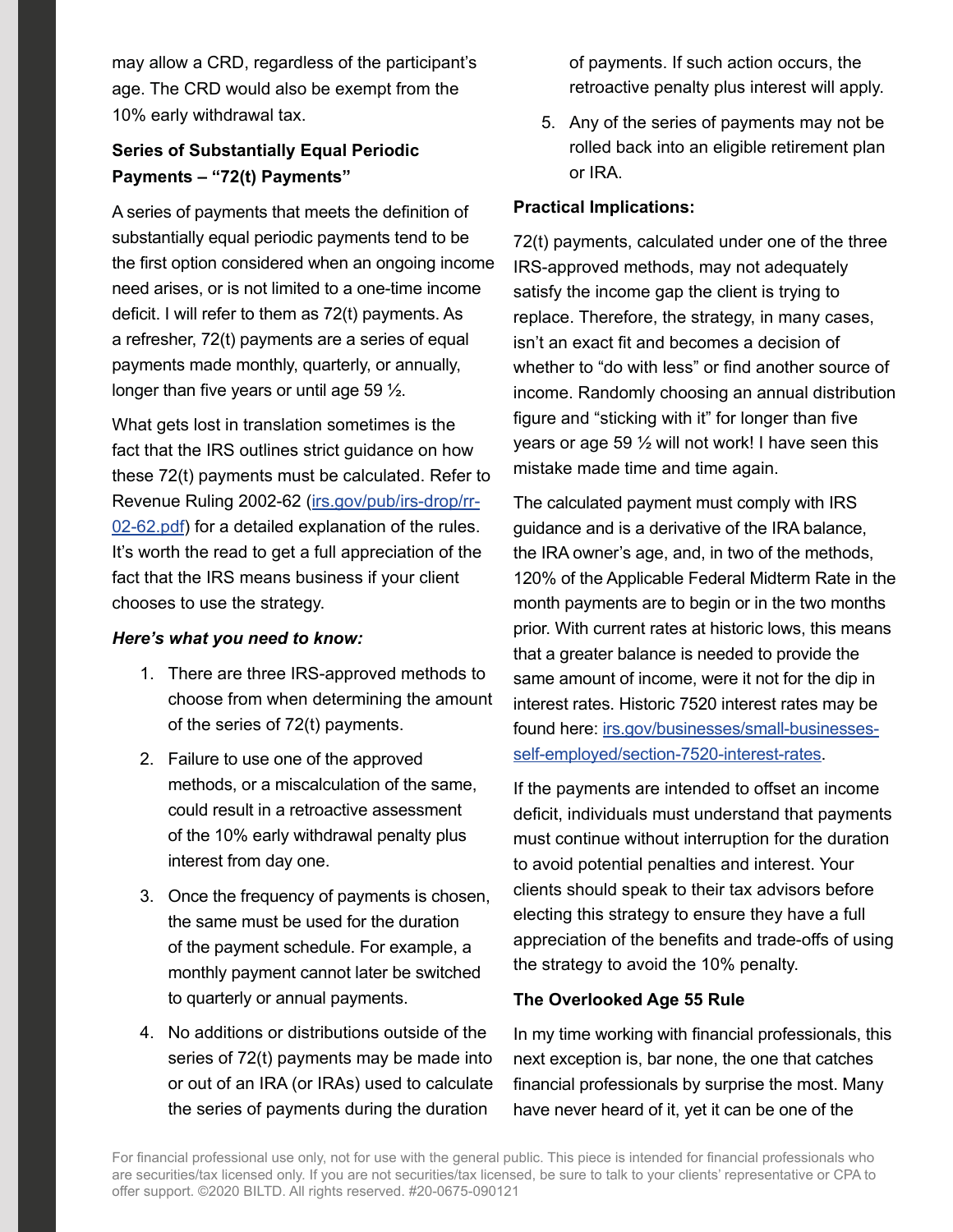may allow a CRD, regardless of the participant's age. The CRD would also be exempt from the 10% early withdrawal tax.

**Series of Substantially Equal Periodic Payments – "72(t) Payments"**

A series of payments that meets the definition of substantially equal periodic payments tend to be the first option considered when an ongoing income need arises, or is not limited to a one-time income deficit. I will refer to them as 72(t) payments. As a refresher, 72(t) payments are a series of equal payments made monthly, quarterly, or annually, longer than five years or until age 59 ½.

What gets lost in translation sometimes is the fact that the IRS outlines strict guidance on how these 72(t) payments must be calculated. Refer to Revenue Ruling 2002-62 ([irs.gov/pub/irs-drop/rr-02-62.pdf](irs.gov/pub/irs-drop/rr-02-62.pdf)) for a detailed explanation of the rules. It's worth the read to get a full appreciation of the fact that the IRS means business if your client chooses to use the strategy.

***Here's what you need to know:***

1. There are three IRS-approved methods to choose from when determining the amount of the series of 72(t) payments.
2. Failure to use one of the approved methods, or a miscalculation of the same, could result in a retroactive assessment of the 10% early withdrawal penalty plus interest from day one.
3. Once the frequency of payments is chosen, the same must be used for the duration of the payment schedule. For example, a monthly payment cannot later be switched to quarterly or annual payments.
4. No additions or distributions outside of the series of 72(t) payments may be made into or out of an IRA (or IRAs) used to calculate the series of payments during the duration of payments. If such action occurs, the retroactive penalty plus interest will apply.
5. Any of the series of payments may not be rolled back into an eligible retirement plan or IRA.

**Practical Implications:**

72(t) payments, calculated under one of the three IRS-approved methods, may not adequately satisfy the income gap the client is trying to replace. Therefore, the strategy, in many cases, isn't an exact fit and becomes a decision of whether to "do with less" or find another source of income. Randomly choosing an annual distribution figure and "sticking with it" for longer than five years or age 59 ½ will not work! I have seen this mistake made time and time again.

The calculated payment must comply with IRS guidance and is a derivative of the IRA balance, the IRA owner's age, and, in two of the methods, 120% of the Applicable Federal Midterm Rate in the month payments are to begin or in the two months prior. With current rates at historic lows, this means that a greater balance is needed to provide the same amount of income, were it not for the dip in interest rates. Historic 7520 interest rates may be found here: [irs.gov/businesses/small-businesses-self-employed/section-7520-interest-rates](irs.gov/businesses/small-businesses-self-employed/section-7520-interest-rates).

If the payments are intended to offset an income deficit, individuals must understand that payments must continue without interruption for the duration to avoid potential penalties and interest. Your clients should speak to their tax advisors before electing this strategy to ensure they have a full appreciation of the benefits and trade-offs of using the strategy to avoid the 10% penalty.

**The Overlooked Age 55 Rule**

In my time working with financial professionals, this next exception is, bar none, the one that catches financial professionals by surprise the most. Many have never heard of it, yet it can be one of the

For financial professional use only, not for use with the general public. This piece is intended for financial professionals who are securities/tax licensed only. If you are not securities/tax licensed, be sure to talk to your clients' representative or CPA to offer support. ©2020 BILTD. All rights reserved. #20-0675-090121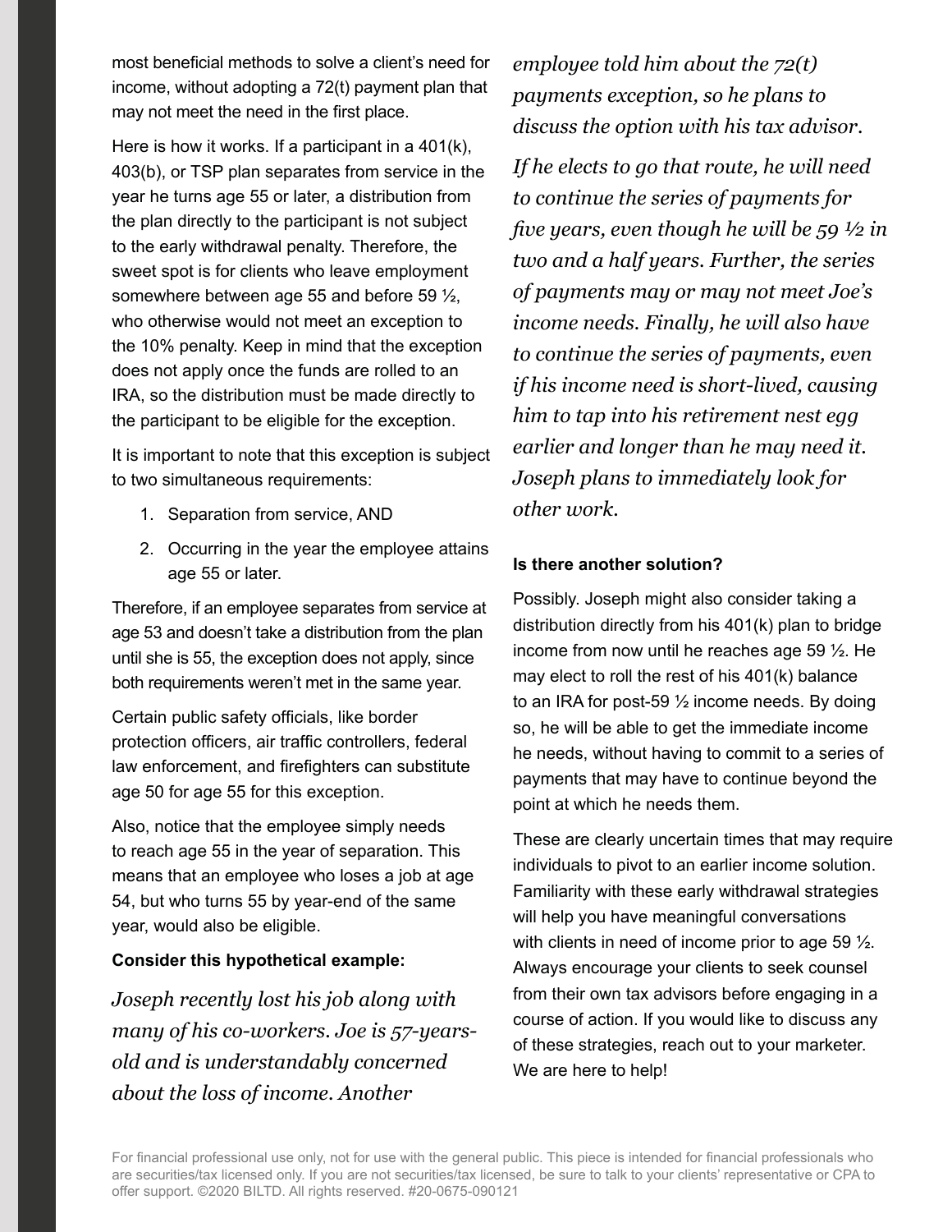most beneficial methods to solve a client's need for income, without adopting a 72(t) payment plan that may not meet the need in the first place.

Here is how it works. If a participant in a 401(k), 403(b), or TSP plan separates from service in the year he turns age 55 or later, a distribution from the plan directly to the participant is not subject to the early withdrawal penalty. Therefore, the sweet spot is for clients who leave employment somewhere between age 55 and before 59 ½, who otherwise would not meet an exception to the 10% penalty. Keep in mind that the exception does not apply once the funds are rolled to an IRA, so the distribution must be made directly to the participant to be eligible for the exception.

It is important to note that this exception is subject to two simultaneous requirements:

1. Separation from service, AND
2. Occurring in the year the employee attains age 55 or later.

Therefore, if an employee separates from service at age 53 and doesn't take a distribution from the plan until she is 55, the exception does not apply, since both requirements weren't met in the same year.

Certain public safety officials, like border protection officers, air traffic controllers, federal law enforcement, and firefighters can substitute age 50 for age 55 for this exception.

Also, notice that the employee simply needs to reach age 55 in the year of separation. This means that an employee who loses a job at age 54, but who turns 55 by year-end of the same year, would also be eligible.

**Consider this hypothetical example:**

*Joseph recently lost his job along with many of his co-workers. Joe is 57-years-old and is understandably concerned about the loss of income. Another employee told him about the 72(t) payments exception, so he plans to discuss the option with his tax advisor.*

*If he elects to go that route, he will need to continue the series of payments for five years, even though he will be 59 ½ in two and a half years. Further, the series of payments may or may not meet Joe's income needs. Finally, he will also have to continue the series of payments, even if his income need is short-lived, causing him to tap into his retirement nest egg earlier and longer than he may need it. Joseph plans to immediately look for other work.*

**Is there another solution?**

Possibly. Joseph might also consider taking a distribution directly from his 401(k) plan to bridge income from now until he reaches age 59 ½. He may elect to roll the rest of his 401(k) balance to an IRA for post-59 ½ income needs. By doing so, he will be able to get the immediate income he needs, without having to commit to a series of payments that may have to continue beyond the point at which he needs them.

These are clearly uncertain times that may require individuals to pivot to an earlier income solution. Familiarity with these early withdrawal strategies will help you have meaningful conversations with clients in need of income prior to age 59 ½. Always encourage your clients to seek counsel from their own tax advisors before engaging in a course of action. If you would like to discuss any of these strategies, reach out to your marketer. We are here to help!

For financial professional use only, not for use with the general public. This piece is intended for financial professionals who are securities/tax licensed only. If you are not securities/tax licensed, be sure to talk to your clients' representative or CPA to offer support. ©2020 BILTD. All rights reserved. #20-0675-090121